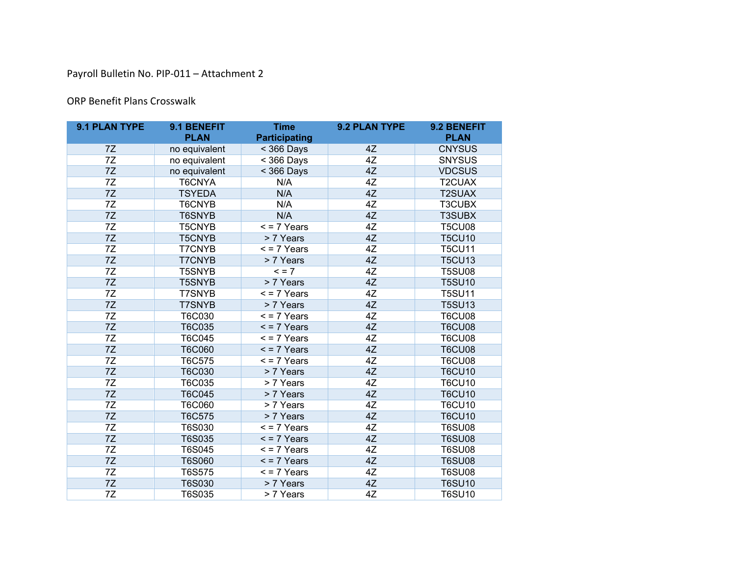Payroll Bulletin No. PIP-011 – Attachment 2

ORP Benefit Plans Crosswalk

| 9.1 PLAN TYPE | 9.1 BENEFIT PLAN | Time Participating | 9.2 PLAN TYPE | 9.2 BENEFIT PLAN |
|---|---|---|---|---|
| 7Z | no equivalent | < 366 Days | 4Z | CNYSUS |
| 7Z | no equivalent | < 366 Days | 4Z | SNYSUS |
| 7Z | no equivalent | < 366 Days | 4Z | VDCSUS |
| 7Z | T6CNYA | N/A | 4Z | T2CUAX |
| 7Z | TSYEDA | N/A | 4Z | T2SUAX |
| 7Z | T6CNYB | N/A | 4Z | T3CUBX |
| 7Z | T6SNYB | N/A | 4Z | T3SUBX |
| 7Z | T5CNYB | < = 7 Years | 4Z | T5CU08 |
| 7Z | T5CNYB | > 7 Years | 4Z | T5CU10 |
| 7Z | T7CNYB | < = 7 Years | 4Z | T5CU11 |
| 7Z | T7CNYB | > 7 Years | 4Z | T5CU13 |
| 7Z | T5SNYB | < = 7 | 4Z | T5SU08 |
| 7Z | T5SNYB | > 7 Years | 4Z | T5SU10 |
| 7Z | T7SNYB | < = 7 Years | 4Z | T5SU11 |
| 7Z | T7SNYB | > 7 Years | 4Z | T5SU13 |
| 7Z | T6C030 | < = 7 Years | 4Z | T6CU08 |
| 7Z | T6C035 | < = 7 Years | 4Z | T6CU08 |
| 7Z | T6C045 | < = 7 Years | 4Z | T6CU08 |
| 7Z | T6C060 | < = 7 Years | 4Z | T6CU08 |
| 7Z | T6C575 | < = 7 Years | 4Z | T6CU08 |
| 7Z | T6C030 | > 7 Years | 4Z | T6CU10 |
| 7Z | T6C035 | > 7 Years | 4Z | T6CU10 |
| 7Z | T6C045 | > 7 Years | 4Z | T6CU10 |
| 7Z | T6C060 | > 7 Years | 4Z | T6CU10 |
| 7Z | T6C575 | > 7 Years | 4Z | T6CU10 |
| 7Z | T6S030 | < = 7 Years | 4Z | T6SU08 |
| 7Z | T6S035 | < = 7 Years | 4Z | T6SU08 |
| 7Z | T6S045 | < = 7 Years | 4Z | T6SU08 |
| 7Z | T6S060 | < = 7 Years | 4Z | T6SU08 |
| 7Z | T6S575 | < = 7 Years | 4Z | T6SU08 |
| 7Z | T6S030 | > 7 Years | 4Z | T6SU10 |
| 7Z | T6S035 | > 7 Years | 4Z | T6SU10 |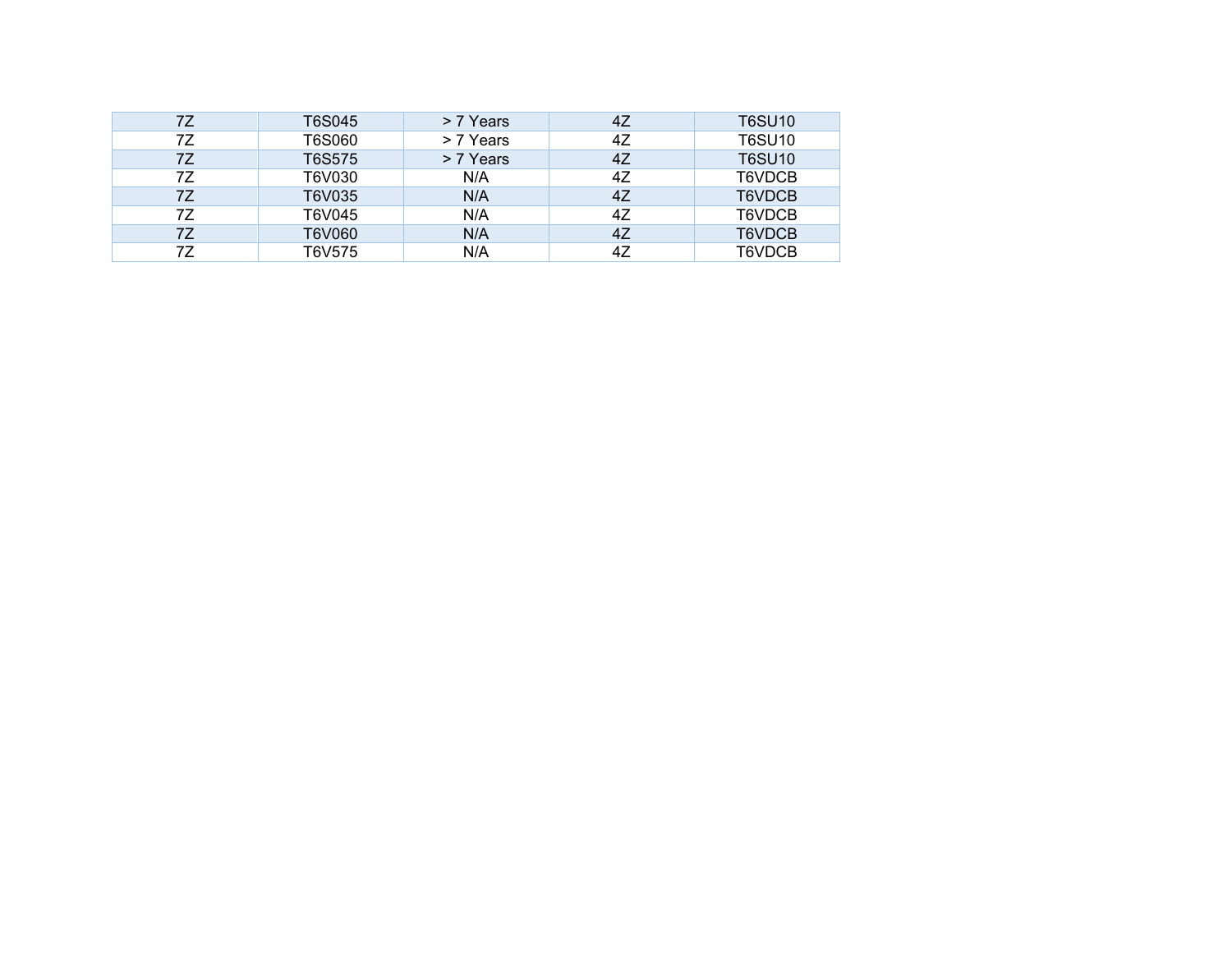| | | | | |
|---|---|---|---|---|
| 7Z | T6S045 | > 7 Years | 4Z | T6SU10 |
| 7Z | T6S060 | > 7 Years | 4Z | T6SU10 |
| 7Z | T6S575 | > 7 Years | 4Z | T6SU10 |
| 7Z | T6V030 | N/A | 4Z | T6VDCB |
| 7Z | T6V035 | N/A | 4Z | T6VDCB |
| 7Z | T6V045 | N/A | 4Z | T6VDCB |
| 7Z | T6V060 | N/A | 4Z | T6VDCB |
| 7Z | T6V575 | N/A | 4Z | T6VDCB |